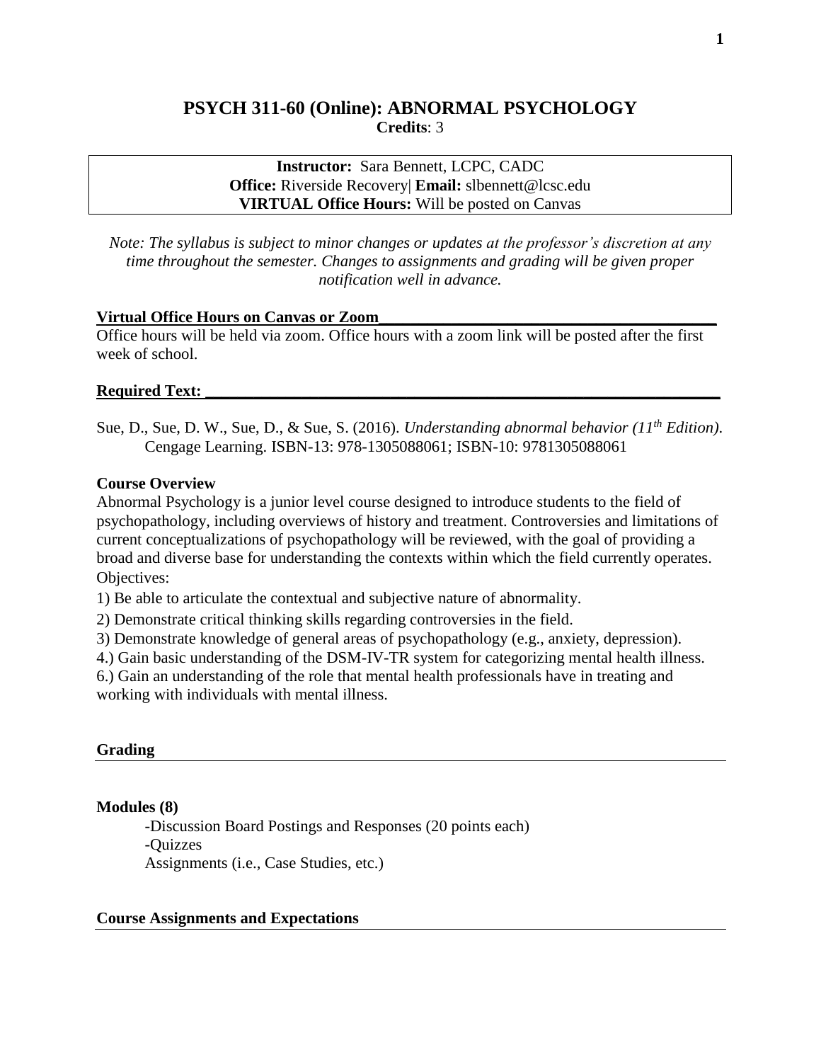# PSYCH 311-60 (Online): ABNORMAL PSYCHOLOGY

**Credits**: 3

**Instructor:** Sara Bennett, LCPC, CADC
**Office:** Riverside Recovery| **Email:** slbennett@lcsc.edu
**VIRTUAL Office Hours:** Will be posted on Canvas

*Note: The syllabus is subject to minor changes or updates at the professor's discretion at any time throughout the semester. Changes to assignments and grading will be given proper notification well in advance.*

## Virtual Office Hours on Canvas or Zoom

Office hours will be held via zoom. Office hours with a zoom link will be posted after the first week of school.

## Required Text:

Sue, D., Sue, D. W., Sue, D., & Sue, S. (2016). *Understanding abnormal behavior (11th Edition).* Cengage Learning. ISBN-13: 978-1305088061; ISBN-10: 9781305088061

## Course Overview

Abnormal Psychology is a junior level course designed to introduce students to the field of psychopathology, including overviews of history and treatment. Controversies and limitations of current conceptualizations of psychopathology will be reviewed, with the goal of providing a broad and diverse base for understanding the contexts within which the field currently operates.

Objectives:

1) Be able to articulate the contextual and subjective nature of abnormality.

2) Demonstrate critical thinking skills regarding controversies in the field.

3) Demonstrate knowledge of general areas of psychopathology (e.g., anxiety, depression).

4.) Gain basic understanding of the DSM-IV-TR system for categorizing mental health illness.

6.) Gain an understanding of the role that mental health professionals have in treating and working with individuals with mental illness.

## Grading

### Modules (8)

-Discussion Board Postings and Responses (20 points each)
-Quizzes
Assignments (i.e., Case Studies, etc.)

## Course Assignments and Expectations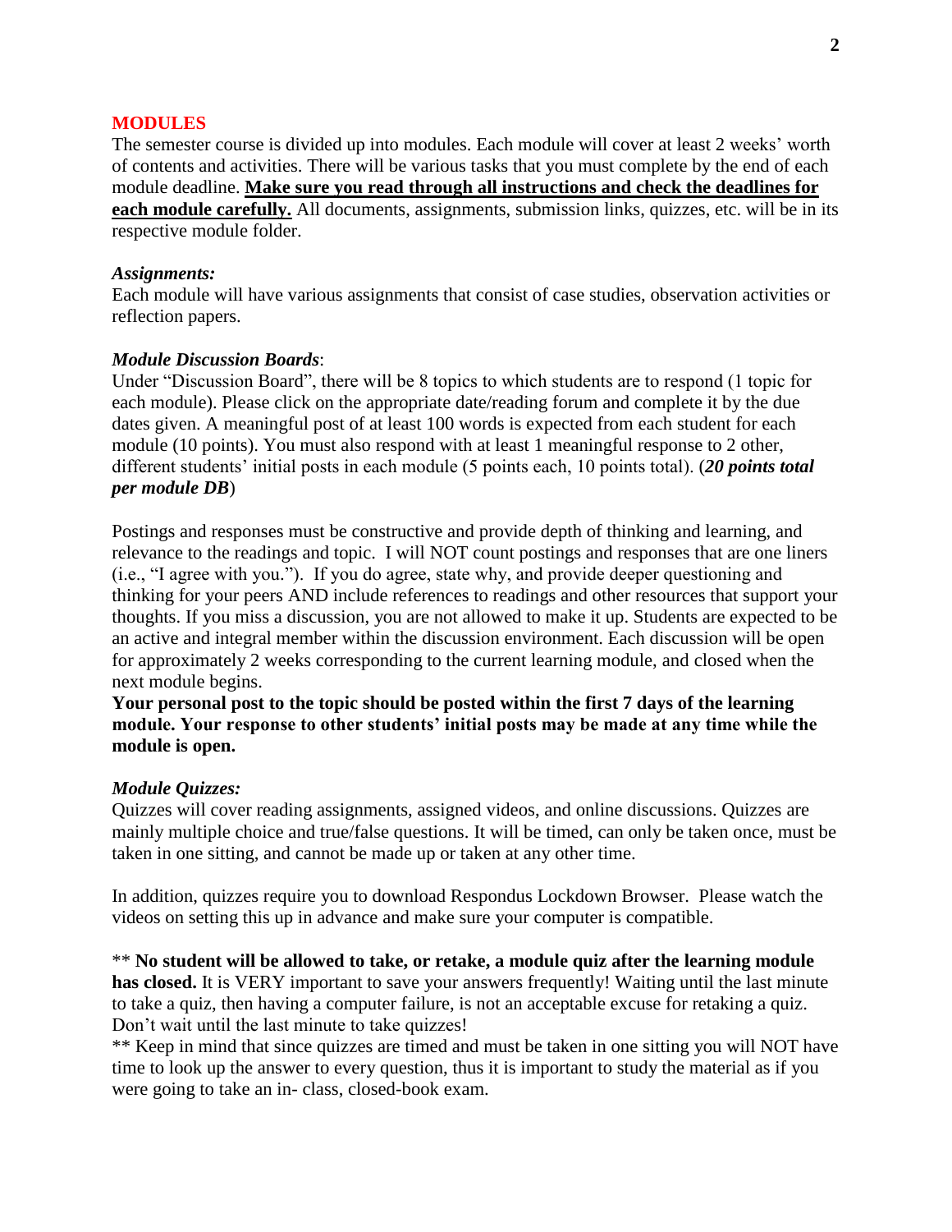## MODULES

The semester course is divided up into modules. Each module will cover at least 2 weeks' worth of contents and activities. There will be various tasks that you must complete by the end of each module deadline. **Make sure you read through all instructions and check the deadlines for each module carefully.** All documents, assignments, submission links, quizzes, etc. will be in its respective module folder.

### *Assignments:*

Each module will have various assignments that consist of case studies, observation activities or reflection papers.

### *Module Discussion Boards*:

Under "Discussion Board", there will be 8 topics to which students are to respond (1 topic for each module). Please click on the appropriate date/reading forum and complete it by the due dates given. A meaningful post of at least 100 words is expected from each student for each module (10 points). You must also respond with at least 1 meaningful response to 2 other, different students' initial posts in each module (5 points each, 10 points total). (***20 points total per module DB***)

Postings and responses must be constructive and provide depth of thinking and learning, and relevance to the readings and topic. I will NOT count postings and responses that are one liners (i.e., "I agree with you."). If you do agree, state why, and provide deeper questioning and thinking for your peers AND include references to readings and other resources that support your thoughts. If you miss a discussion, you are not allowed to make it up. Students are expected to be an active and integral member within the discussion environment. Each discussion will be open for approximately 2 weeks corresponding to the current learning module, and closed when the next module begins.

**Your personal post to the topic should be posted within the first 7 days of the learning module. Your response to other students' initial posts may be made at any time while the module is open.**

### *Module Quizzes:*

Quizzes will cover reading assignments, assigned videos, and online discussions. Quizzes are mainly multiple choice and true/false questions. It will be timed, can only be taken once, must be taken in one sitting, and cannot be made up or taken at any other time.

In addition, quizzes require you to download Respondus Lockdown Browser. Please watch the videos on setting this up in advance and make sure your computer is compatible.

** **No student will be allowed to take, or retake, a module quiz after the learning module has closed.** It is VERY important to save your answers frequently! Waiting until the last minute to take a quiz, then having a computer failure, is not an acceptable excuse for retaking a quiz. Don't wait until the last minute to take quizzes!

** Keep in mind that since quizzes are timed and must be taken in one sitting you will NOT have time to look up the answer to every question, thus it is important to study the material as if you were going to take an in- class, closed-book exam.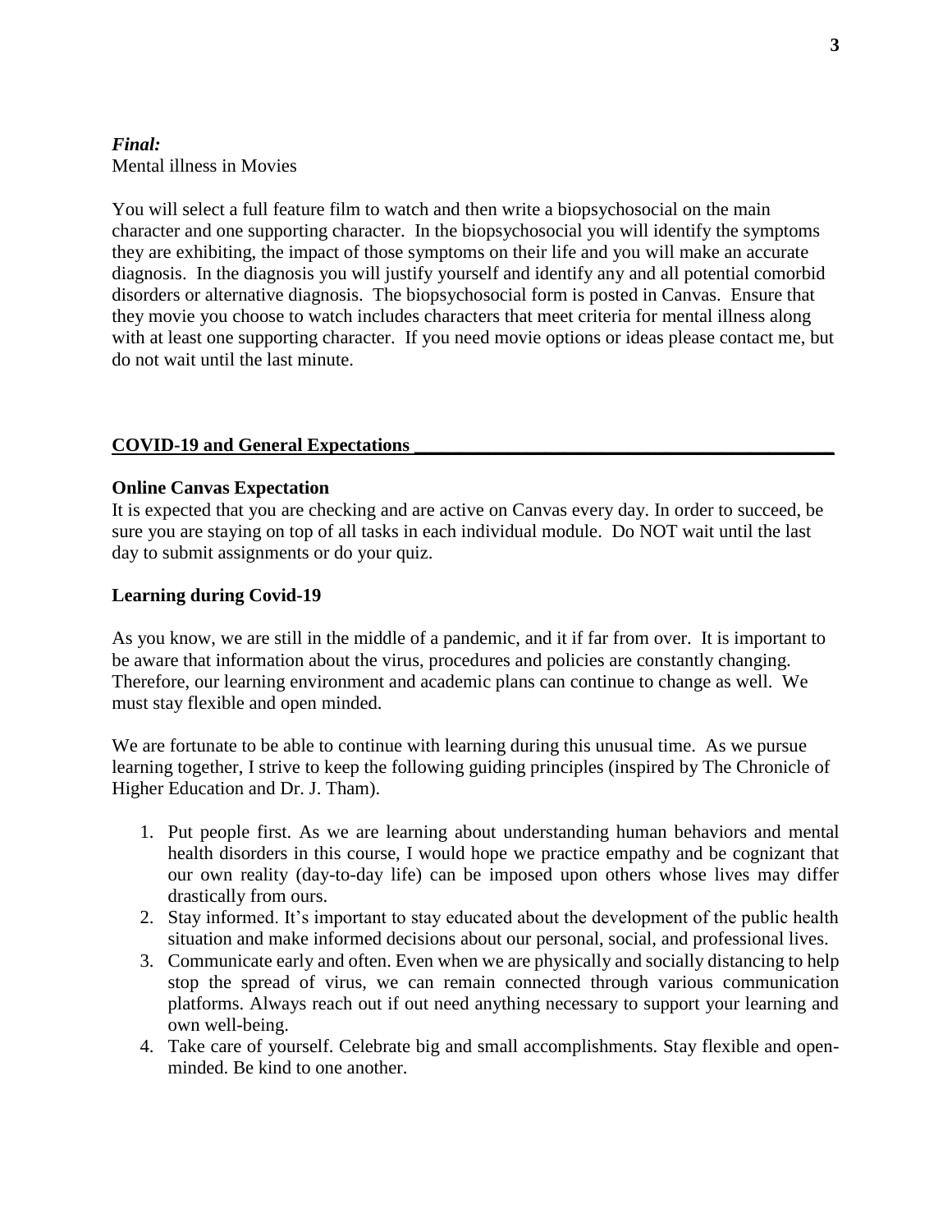***Final:***
Mental illness in Movies

You will select a full feature film to watch and then write a biopsychosocial on the main character and one supporting character. In the biopsychosocial you will identify the symptoms they are exhibiting, the impact of those symptoms on their life and you will make an accurate diagnosis. In the diagnosis you will justify yourself and identify any and all potential comorbid disorders or alternative diagnosis. The biopsychosocial form is posted in Canvas. Ensure that they movie you choose to watch includes characters that meet criteria for mental illness along with at least one supporting character. If you need movie options or ideas please contact me, but do not wait until the last minute.

## COVID-19 and General Expectations

**Online Canvas Expectation**

It is expected that you are checking and are active on Canvas every day. In order to succeed, be sure you are staying on top of all tasks in each individual module. Do NOT wait until the last day to submit assignments or do your quiz.

**Learning during Covid-19**

As you know, we are still in the middle of a pandemic, and it if far from over. It is important to be aware that information about the virus, procedures and policies are constantly changing. Therefore, our learning environment and academic plans can continue to change as well. We must stay flexible and open minded.

We are fortunate to be able to continue with learning during this unusual time. As we pursue learning together, I strive to keep the following guiding principles (inspired by The Chronicle of Higher Education and Dr. J. Tham).

1. Put people first. As we are learning about understanding human behaviors and mental health disorders in this course, I would hope we practice empathy and be cognizant that our own reality (day-to-day life) can be imposed upon others whose lives may differ drastically from ours.
2. Stay informed. It's important to stay educated about the development of the public health situation and make informed decisions about our personal, social, and professional lives.
3. Communicate early and often. Even when we are physically and socially distancing to help stop the spread of virus, we can remain connected through various communication platforms. Always reach out if out need anything necessary to support your learning and own well-being.
4. Take care of yourself. Celebrate big and small accomplishments. Stay flexible and open-minded. Be kind to one another.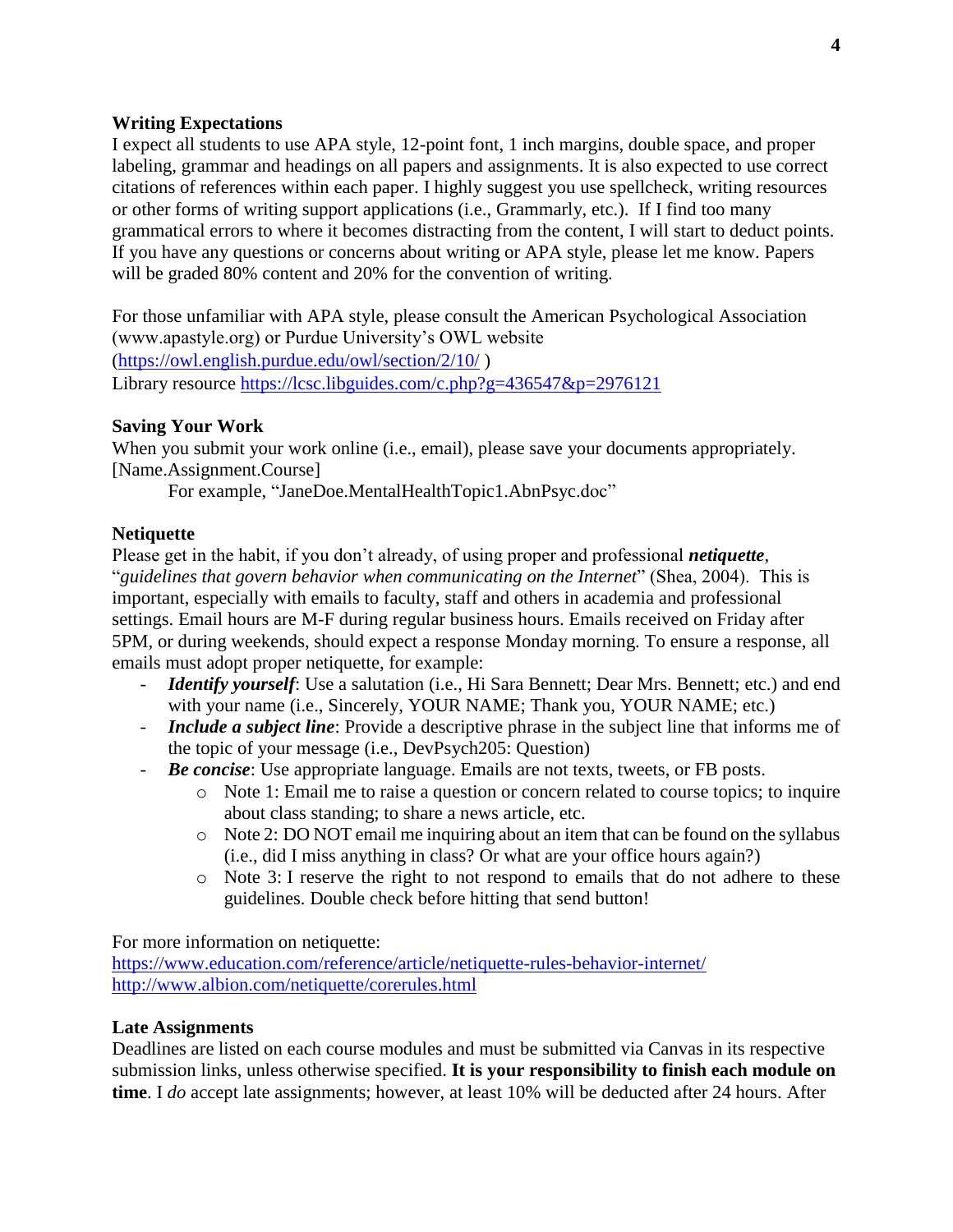**Writing Expectations**

I expect all students to use APA style, 12-point font, 1 inch margins, double space, and proper labeling, grammar and headings on all papers and assignments. It is also expected to use correct citations of references within each paper. I highly suggest you use spellcheck, writing resources or other forms of writing support applications (i.e., Grammarly, etc.). If I find too many grammatical errors to where it becomes distracting from the content, I will start to deduct points. If you have any questions or concerns about writing or APA style, please let me know. Papers will be graded 80% content and 20% for the convention of writing.

For those unfamiliar with APA style, please consult the American Psychological Association (www.apastyle.org) or Purdue University's OWL website (https://owl.english.purdue.edu/owl/section/2/10/ )
Library resource https://lcsc.libguides.com/c.php?g=436547&p=2976121

**Saving Your Work**

When you submit your work online (i.e., email), please save your documents appropriately. [Name.Assignment.Course]

For example, "JaneDoe.MentalHealthTopic1.AbnPsyc.doc"

**Netiquette**

Please get in the habit, if you don't already, of using proper and professional ***netiquette***, "*guidelines that govern behavior when communicating on the Internet*" (Shea, 2004). This is important, especially with emails to faculty, staff and others in academia and professional settings. Email hours are M-F during regular business hours. Emails received on Friday after 5PM, or during weekends, should expect a response Monday morning. To ensure a response, all emails must adopt proper netiquette, for example:

- ***Identify yourself***: Use a salutation (i.e., Hi Sara Bennett; Dear Mrs. Bennett; etc.) and end with your name (i.e., Sincerely, YOUR NAME; Thank you, YOUR NAME; etc.)
- ***Include a subject line***: Provide a descriptive phrase in the subject line that informs me of the topic of your message (i.e., DevPsych205: Question)
- ***Be concise***: Use appropriate language. Emails are not texts, tweets, or FB posts.
  - Note 1: Email me to raise a question or concern related to course topics; to inquire about class standing; to share a news article, etc.
  - Note 2: DO NOT email me inquiring about an item that can be found on the syllabus (i.e., did I miss anything in class? Or what are your office hours again?)
  - Note 3: I reserve the right to not respond to emails that do not adhere to these guidelines. Double check before hitting that send button!

For more information on netiquette:
https://www.education.com/reference/article/netiquette-rules-behavior-internet/
http://www.albion.com/netiquette/corerules.html

**Late Assignments**

Deadlines are listed on each course modules and must be submitted via Canvas in its respective submission links, unless otherwise specified. **It is your responsibility to finish each module on time**. I *do* accept late assignments; however, at least 10% will be deducted after 24 hours. After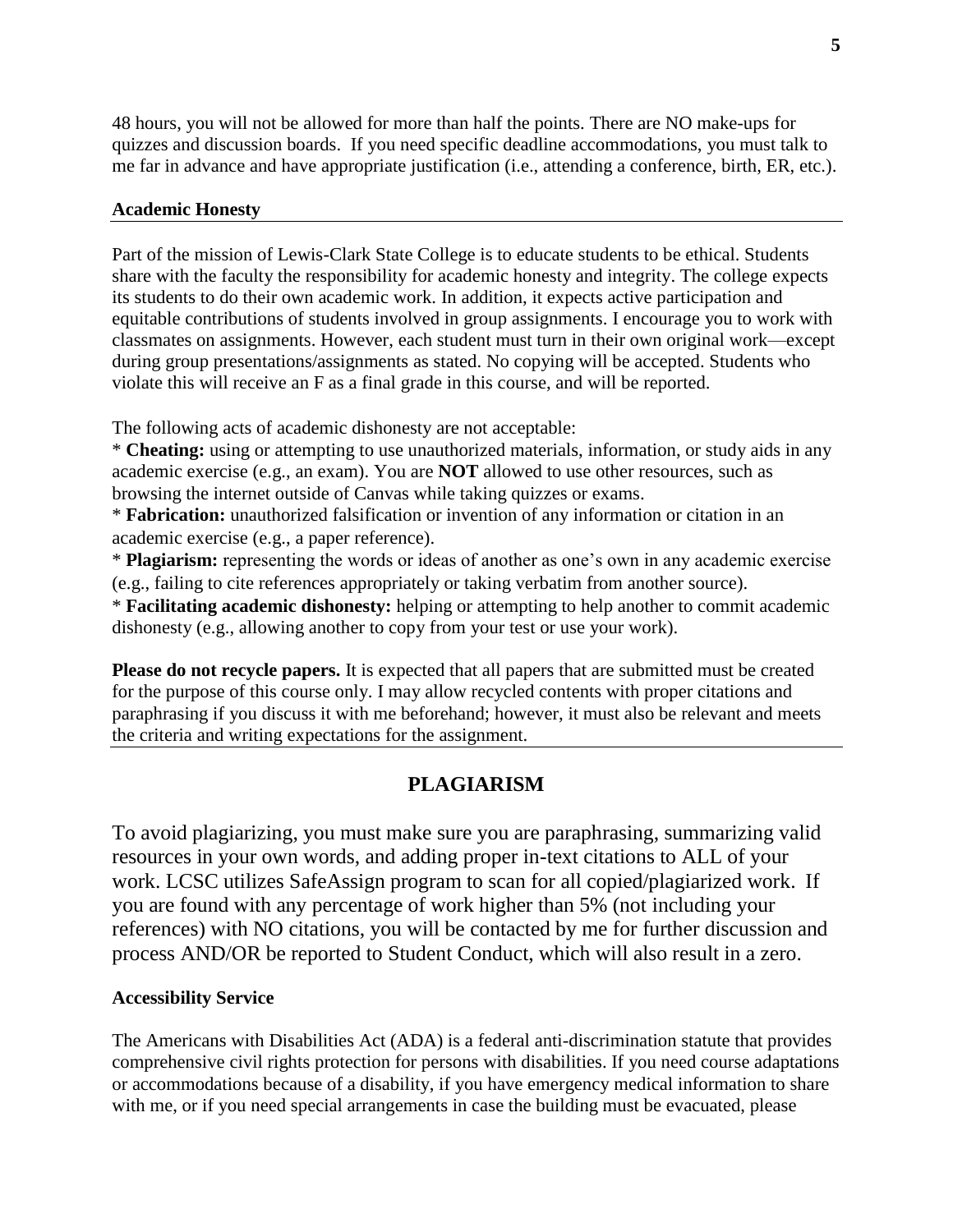48 hours, you will not be allowed for more than half the points. There are NO make-ups for quizzes and discussion boards. If you need specific deadline accommodations, you must talk to me far in advance and have appropriate justification (i.e., attending a conference, birth, ER, etc.).

### Academic Honesty

Part of the mission of Lewis-Clark State College is to educate students to be ethical. Students share with the faculty the responsibility for academic honesty and integrity. The college expects its students to do their own academic work. In addition, it expects active participation and equitable contributions of students involved in group assignments. I encourage you to work with classmates on assignments. However, each student must turn in their own original work—except during group presentations/assignments as stated. No copying will be accepted. Students who violate this will receive an F as a final grade in this course, and will be reported.

The following acts of academic dishonesty are not acceptable:

* **Cheating:** using or attempting to use unauthorized materials, information, or study aids in any academic exercise (e.g., an exam). You are **NOT** allowed to use other resources, such as browsing the internet outside of Canvas while taking quizzes or exams.
* **Fabrication:** unauthorized falsification or invention of any information or citation in an academic exercise (e.g., a paper reference).
* **Plagiarism:** representing the words or ideas of another as one's own in any academic exercise (e.g., failing to cite references appropriately or taking verbatim from another source).
* **Facilitating academic dishonesty:** helping or attempting to help another to commit academic dishonesty (e.g., allowing another to copy from your test or use your work).

**Please do not recycle papers.** It is expected that all papers that are submitted must be created for the purpose of this course only. I may allow recycled contents with proper citations and paraphrasing if you discuss it with me beforehand; however, it must also be relevant and meets the criteria and writing expectations for the assignment.

## PLAGIARISM

To avoid plagiarizing, you must make sure you are paraphrasing, summarizing valid resources in your own words, and adding proper in-text citations to ALL of your work. LCSC utilizes SafeAssign program to scan for all copied/plagiarized work. If you are found with any percentage of work higher than 5% (not including your references) with NO citations, you will be contacted by me for further discussion and process AND/OR be reported to Student Conduct, which will also result in a zero.

### Accessibility Service

The Americans with Disabilities Act (ADA) is a federal anti-discrimination statute that provides comprehensive civil rights protection for persons with disabilities. If you need course adaptations or accommodations because of a disability, if you have emergency medical information to share with me, or if you need special arrangements in case the building must be evacuated, please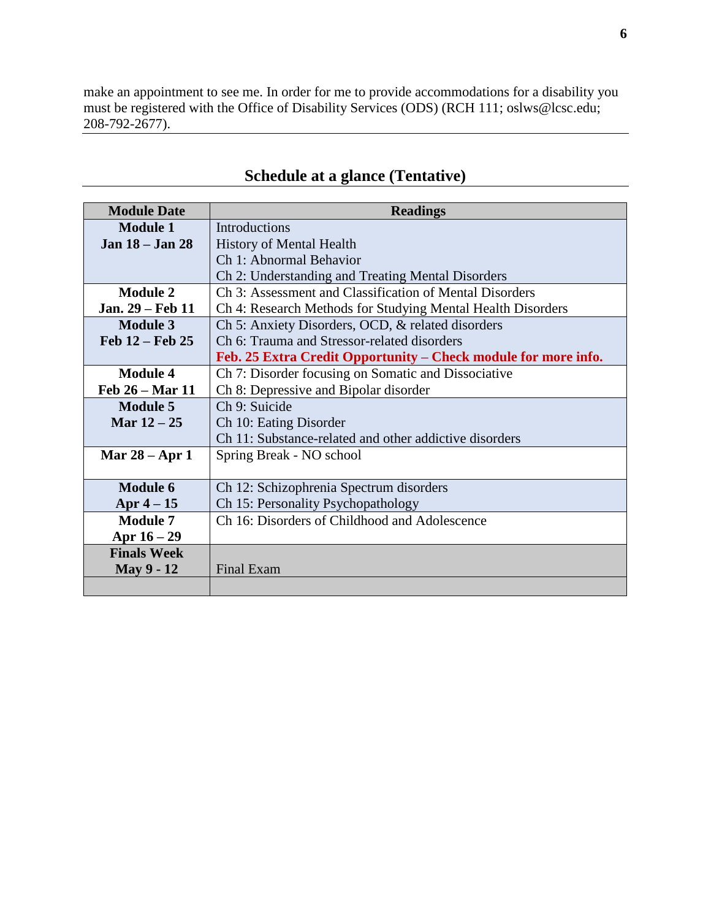make an appointment to see me. In order for me to provide accommodations for a disability you must be registered with the Office of Disability Services (ODS) (RCH 111; oslws@lcsc.edu; 208-792-2677).

## Schedule at a glance (Tentative)

| Module Date | Readings |
|---|---|
| **Module 1**<br>**Jan 18 – Jan 28** | Introductions<br>History of Mental Health<br>Ch 1: Abnormal Behavior<br>Ch 2: Understanding and Treating Mental Disorders |
| **Module 2**<br>**Jan. 29 – Feb 11** | Ch 3: Assessment and Classification of Mental Disorders<br>Ch 4: Research Methods for Studying Mental Health Disorders |
| **Module 3**<br>**Feb 12 – Feb 25** | Ch 5: Anxiety Disorders, OCD, & related disorders<br>Ch 6: Trauma and Stressor-related disorders<br>**Feb. 25 Extra Credit Opportunity – Check module for more info.** |
| **Module 4**<br>**Feb 26 – Mar 11** | Ch 7: Disorder focusing on Somatic and Dissociative<br>Ch 8: Depressive and Bipolar disorder |
| **Module 5**<br>**Mar 12 – 25** | Ch 9: Suicide<br>Ch 10: Eating Disorder<br>Ch 11: Substance-related and other addictive disorders |
| **Mar 28 – Apr 1** | Spring Break - NO school |
| **Module 6**<br>**Apr 4 – 15** | Ch 12: Schizophrenia Spectrum disorders<br>Ch 15: Personality Psychopathology |
| **Module 7**<br>**Apr 16 – 29** | Ch 16: Disorders of Childhood and Adolescence |
| **Finals Week**<br>**May 9 - 12** | Final Exam |
| | |